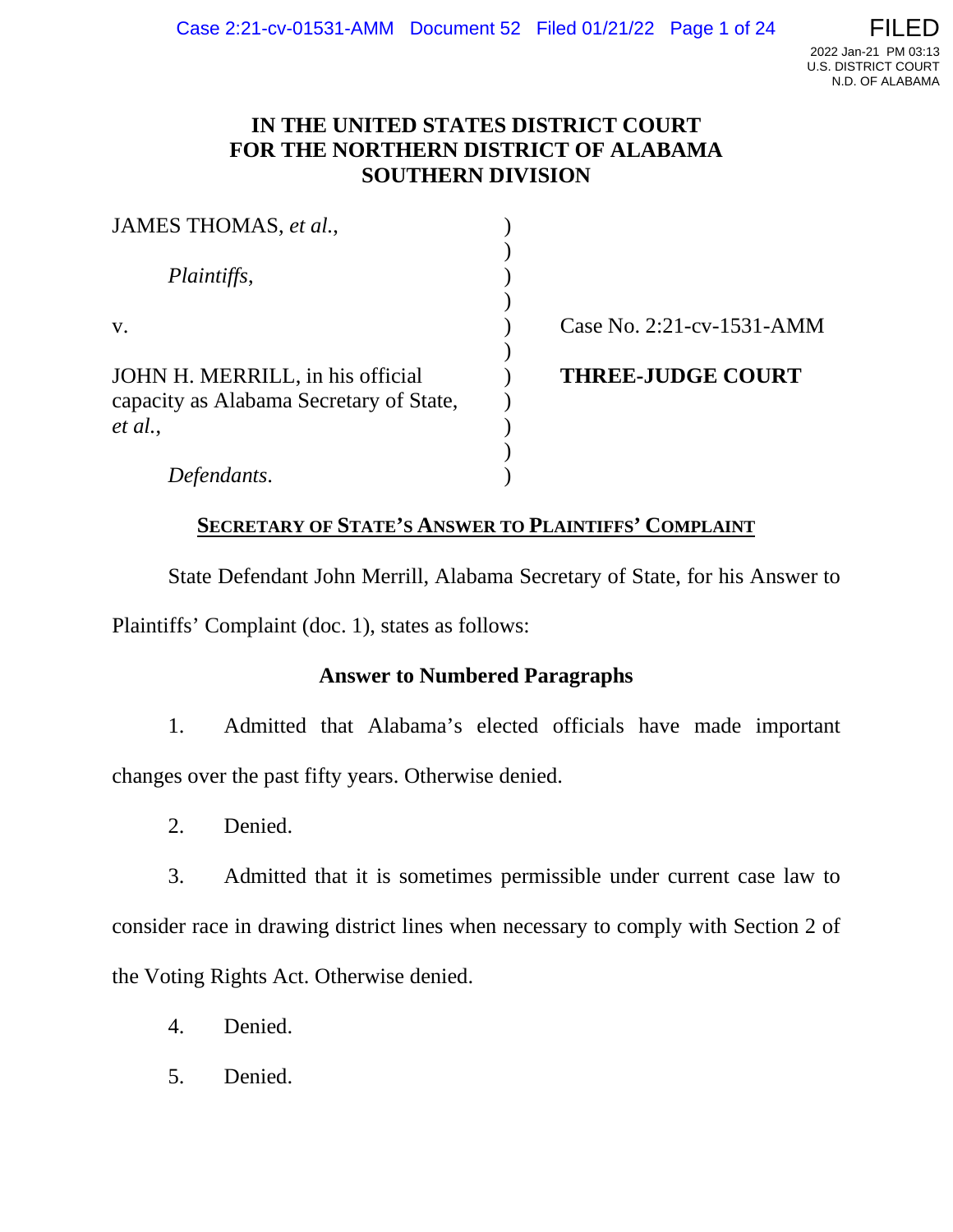# IN THE UNITED STATES DISTRICT COURT FOR THE NORTHERN DISTRICT OF ALABAMA SOUTHERN DIVISION

| | | |
|---|---|---|
| JAMES THOMAS, *et al.*, | ) | |
| | ) | |
| *Plaintiffs*, | ) | |
| | ) | |
| v. | ) | Case No. 2:21-cv-1531-AMM |
| | ) | |
| JOHN H. MERRILL, in his official capacity as Alabama Secretary of State, *et al.*, | ) | **THREE-JUDGE COURT** |
| | ) | |
| *Defendants*. | ) | |

## SECRETARY OF STATE'S ANSWER TO PLAINTIFFS' COMPLAINT

State Defendant John Merrill, Alabama Secretary of State, for his Answer to Plaintiffs' Complaint (doc. 1), states as follows:

### Answer to Numbered Paragraphs

1. Admitted that Alabama's elected officials have made important changes over the past fifty years. Otherwise denied.

2. Denied.

3. Admitted that it is sometimes permissible under current case law to consider race in drawing district lines when necessary to comply with Section 2 of the Voting Rights Act. Otherwise denied.

4. Denied.

5. Denied.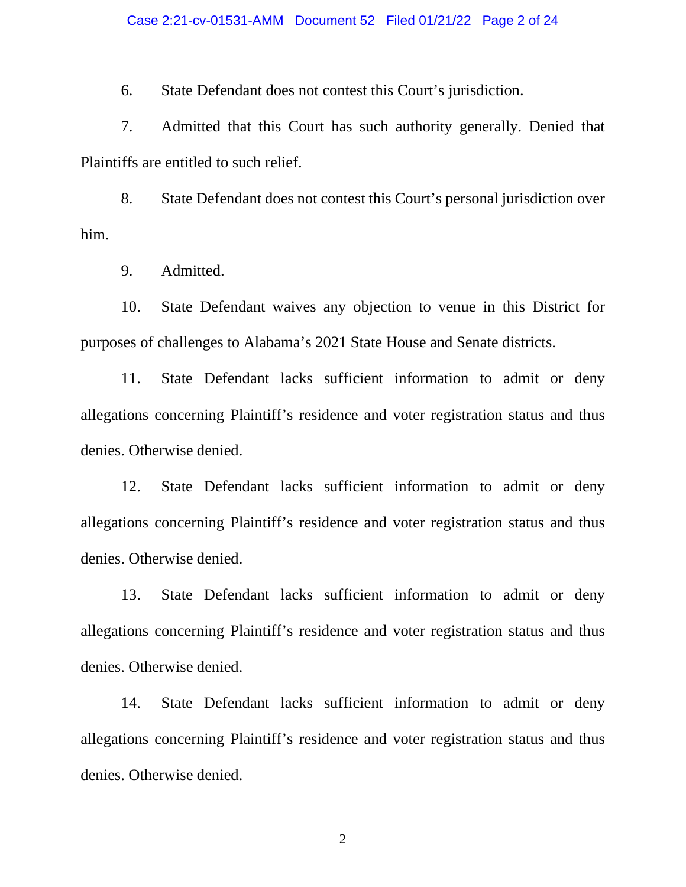6. State Defendant does not contest this Court's jurisdiction.

7. Admitted that this Court has such authority generally. Denied that Plaintiffs are entitled to such relief.

8. State Defendant does not contest this Court's personal jurisdiction over him.

9. Admitted.

10. State Defendant waives any objection to venue in this District for purposes of challenges to Alabama's 2021 State House and Senate districts.

11. State Defendant lacks sufficient information to admit or deny allegations concerning Plaintiff's residence and voter registration status and thus denies. Otherwise denied.

12. State Defendant lacks sufficient information to admit or deny allegations concerning Plaintiff's residence and voter registration status and thus denies. Otherwise denied.

13. State Defendant lacks sufficient information to admit or deny allegations concerning Plaintiff's residence and voter registration status and thus denies. Otherwise denied.

14. State Defendant lacks sufficient information to admit or deny allegations concerning Plaintiff's residence and voter registration status and thus denies. Otherwise denied.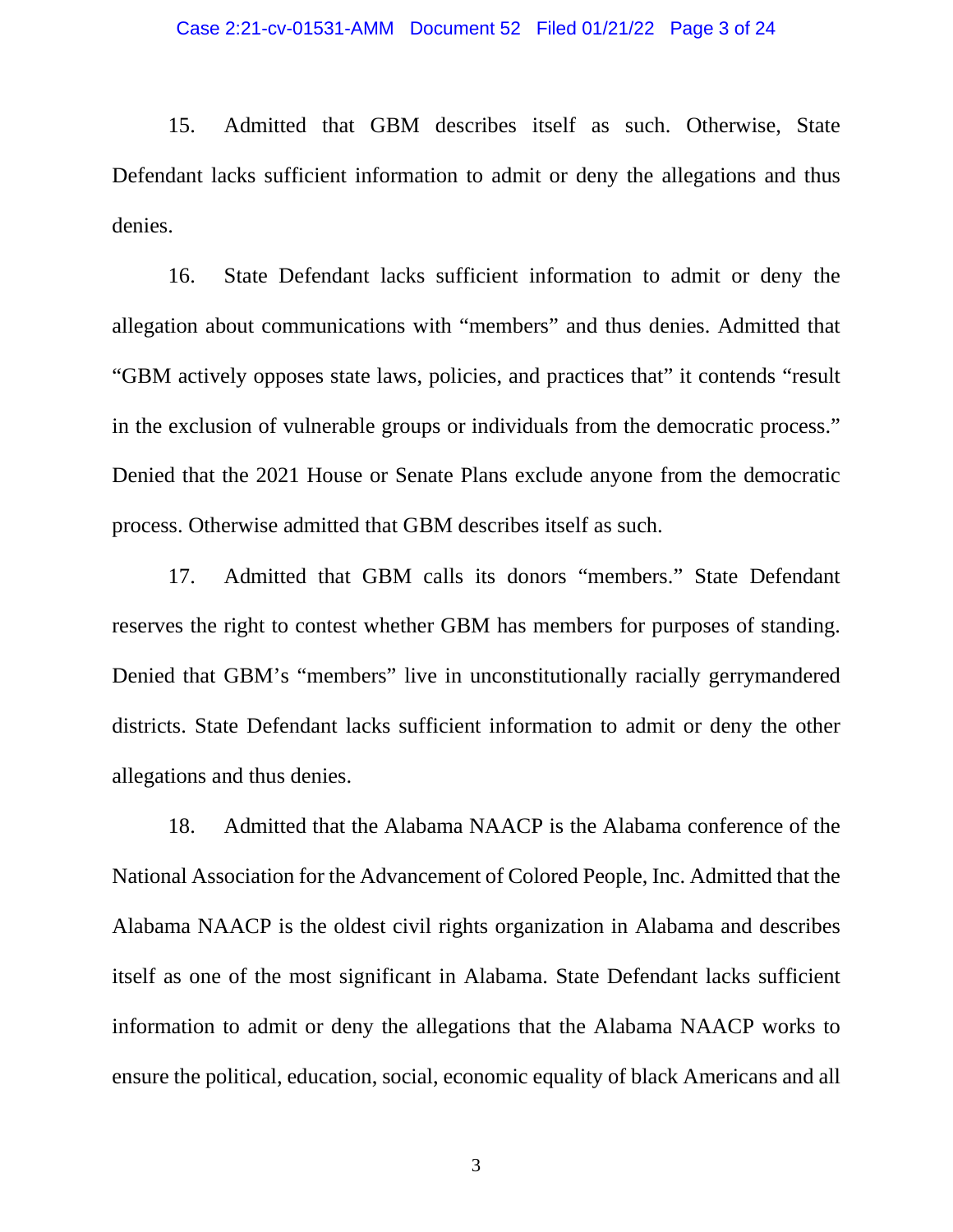15. Admitted that GBM describes itself as such. Otherwise, State Defendant lacks sufficient information to admit or deny the allegations and thus denies.

16. State Defendant lacks sufficient information to admit or deny the allegation about communications with "members" and thus denies. Admitted that "GBM actively opposes state laws, policies, and practices that" it contends "result in the exclusion of vulnerable groups or individuals from the democratic process." Denied that the 2021 House or Senate Plans exclude anyone from the democratic process. Otherwise admitted that GBM describes itself as such.

17. Admitted that GBM calls its donors "members." State Defendant reserves the right to contest whether GBM has members for purposes of standing. Denied that GBM's "members" live in unconstitutionally racially gerrymandered districts. State Defendant lacks sufficient information to admit or deny the other allegations and thus denies.

18. Admitted that the Alabama NAACP is the Alabama conference of the National Association for the Advancement of Colored People, Inc. Admitted that the Alabama NAACP is the oldest civil rights organization in Alabama and describes itself as one of the most significant in Alabama. State Defendant lacks sufficient information to admit or deny the allegations that the Alabama NAACP works to ensure the political, education, social, economic equality of black Americans and all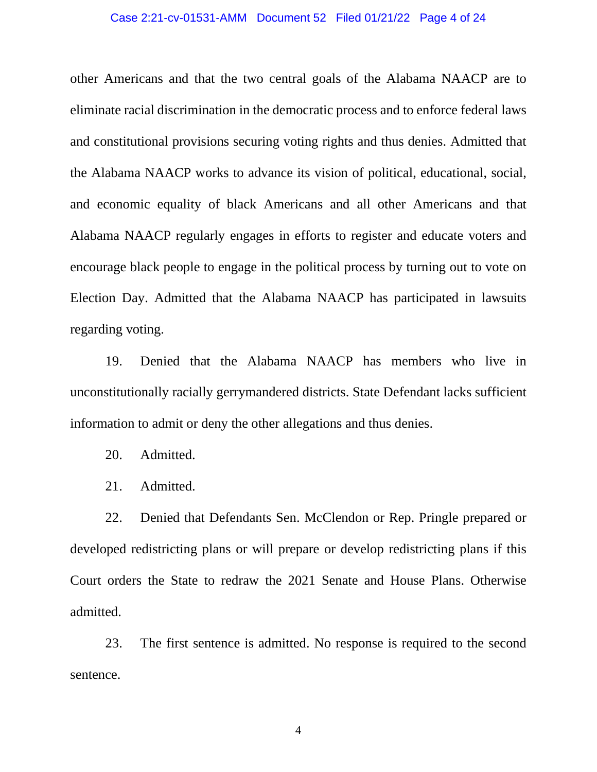other Americans and that the two central goals of the Alabama NAACP are to eliminate racial discrimination in the democratic process and to enforce federal laws and constitutional provisions securing voting rights and thus denies. Admitted that the Alabama NAACP works to advance its vision of political, educational, social, and economic equality of black Americans and all other Americans and that Alabama NAACP regularly engages in efforts to register and educate voters and encourage black people to engage in the political process by turning out to vote on Election Day. Admitted that the Alabama NAACP has participated in lawsuits regarding voting.

19. Denied that the Alabama NAACP has members who live in unconstitutionally racially gerrymandered districts. State Defendant lacks sufficient information to admit or deny the other allegations and thus denies.

20. Admitted.

21. Admitted.

22. Denied that Defendants Sen. McClendon or Rep. Pringle prepared or developed redistricting plans or will prepare or develop redistricting plans if this Court orders the State to redraw the 2021 Senate and House Plans. Otherwise admitted.

23. The first sentence is admitted. No response is required to the second sentence.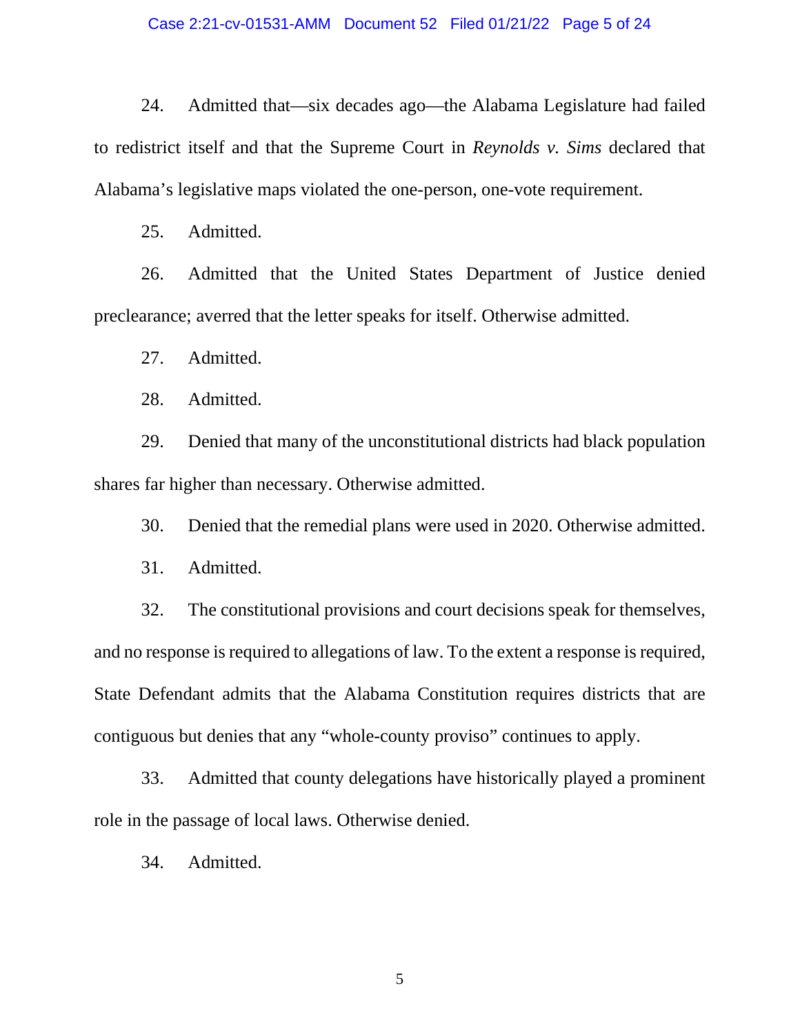24. Admitted that—six decades ago—the Alabama Legislature had failed to redistrict itself and that the Supreme Court in *Reynolds v. Sims* declared that Alabama's legislative maps violated the one-person, one-vote requirement.

25. Admitted.

26. Admitted that the United States Department of Justice denied preclearance; averred that the letter speaks for itself. Otherwise admitted.

27. Admitted.

28. Admitted.

29. Denied that many of the unconstitutional districts had black population shares far higher than necessary. Otherwise admitted.

30. Denied that the remedial plans were used in 2020. Otherwise admitted.

31. Admitted.

32. The constitutional provisions and court decisions speak for themselves, and no response is required to allegations of law. To the extent a response is required, State Defendant admits that the Alabama Constitution requires districts that are contiguous but denies that any "whole-county proviso" continues to apply.

33. Admitted that county delegations have historically played a prominent role in the passage of local laws. Otherwise denied.

34. Admitted.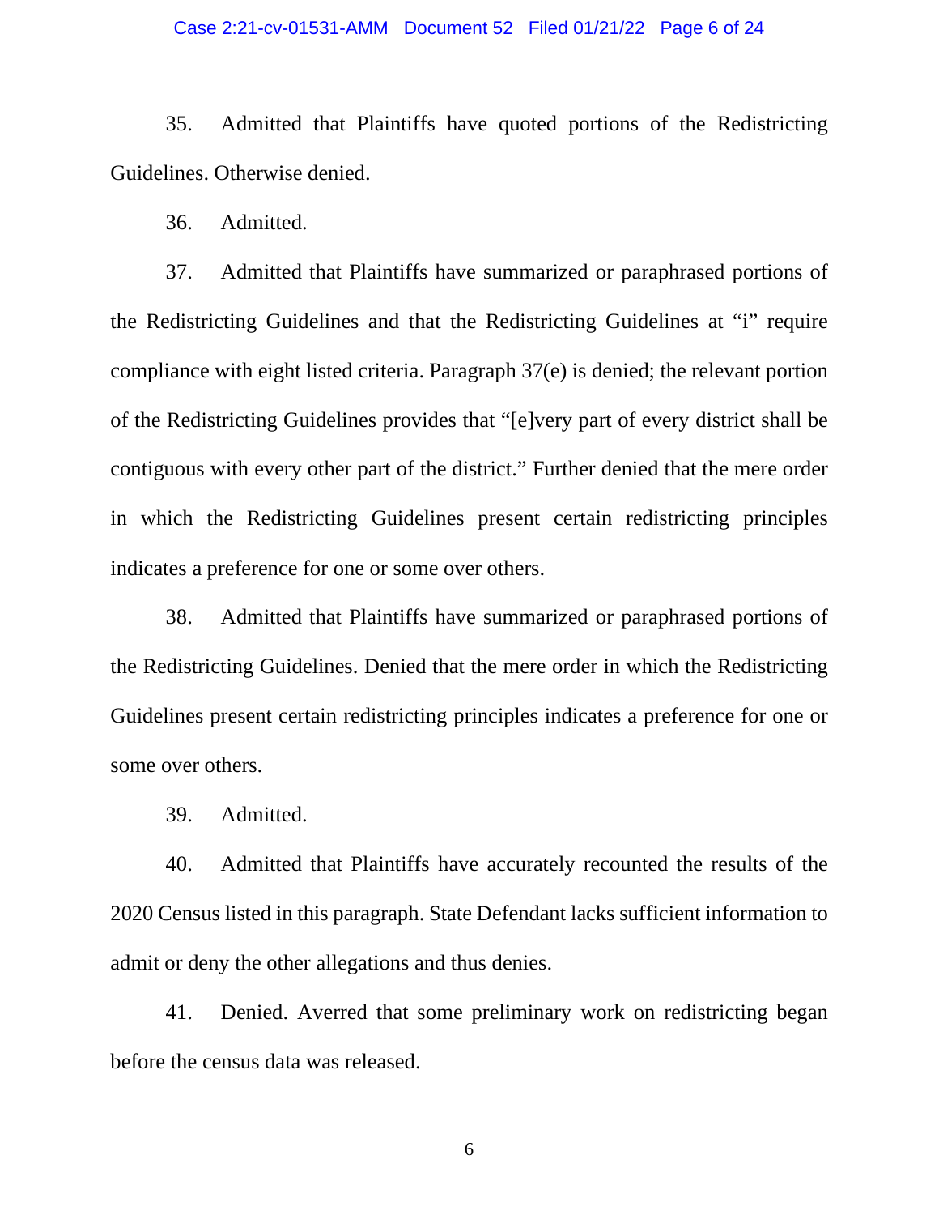35. Admitted that Plaintiffs have quoted portions of the Redistricting Guidelines. Otherwise denied.

36. Admitted.

37. Admitted that Plaintiffs have summarized or paraphrased portions of the Redistricting Guidelines and that the Redistricting Guidelines at "i" require compliance with eight listed criteria. Paragraph 37(e) is denied; the relevant portion of the Redistricting Guidelines provides that "[e]very part of every district shall be contiguous with every other part of the district." Further denied that the mere order in which the Redistricting Guidelines present certain redistricting principles indicates a preference for one or some over others.

38. Admitted that Plaintiffs have summarized or paraphrased portions of the Redistricting Guidelines. Denied that the mere order in which the Redistricting Guidelines present certain redistricting principles indicates a preference for one or some over others.

39. Admitted.

40. Admitted that Plaintiffs have accurately recounted the results of the 2020 Census listed in this paragraph. State Defendant lacks sufficient information to admit or deny the other allegations and thus denies.

41. Denied. Averred that some preliminary work on redistricting began before the census data was released.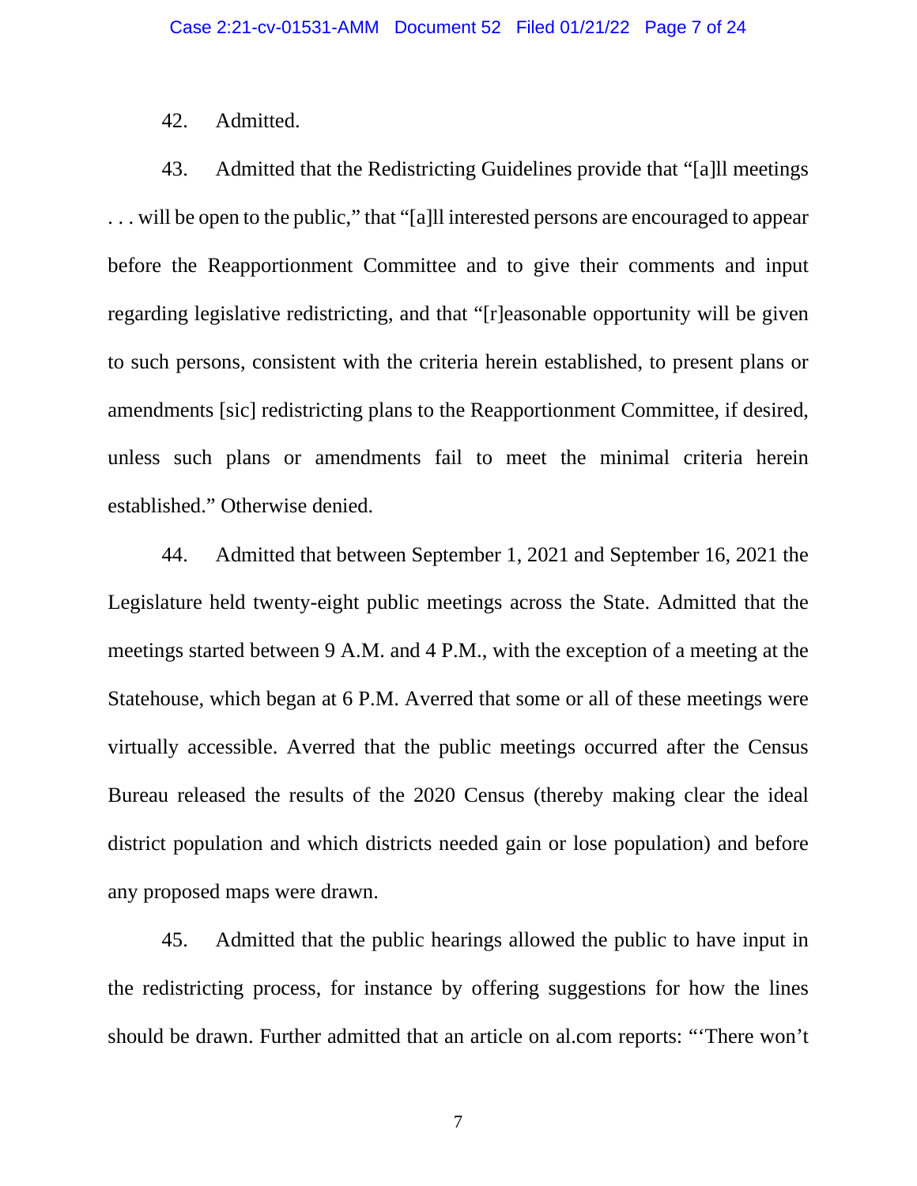42. Admitted.

43. Admitted that the Redistricting Guidelines provide that "[a]ll meetings . . . will be open to the public," that "[a]ll interested persons are encouraged to appear before the Reapportionment Committee and to give their comments and input regarding legislative redistricting, and that "[r]easonable opportunity will be given to such persons, consistent with the criteria herein established, to present plans or amendments [sic] redistricting plans to the Reapportionment Committee, if desired, unless such plans or amendments fail to meet the minimal criteria herein established." Otherwise denied.

44. Admitted that between September 1, 2021 and September 16, 2021 the Legislature held twenty-eight public meetings across the State. Admitted that the meetings started between 9 A.M. and 4 P.M., with the exception of a meeting at the Statehouse, which began at 6 P.M. Averred that some or all of these meetings were virtually accessible. Averred that the public meetings occurred after the Census Bureau released the results of the 2020 Census (thereby making clear the ideal district population and which districts needed gain or lose population) and before any proposed maps were drawn.

45. Admitted that the public hearings allowed the public to have input in the redistricting process, for instance by offering suggestions for how the lines should be drawn. Further admitted that an article on al.com reports: "'There won't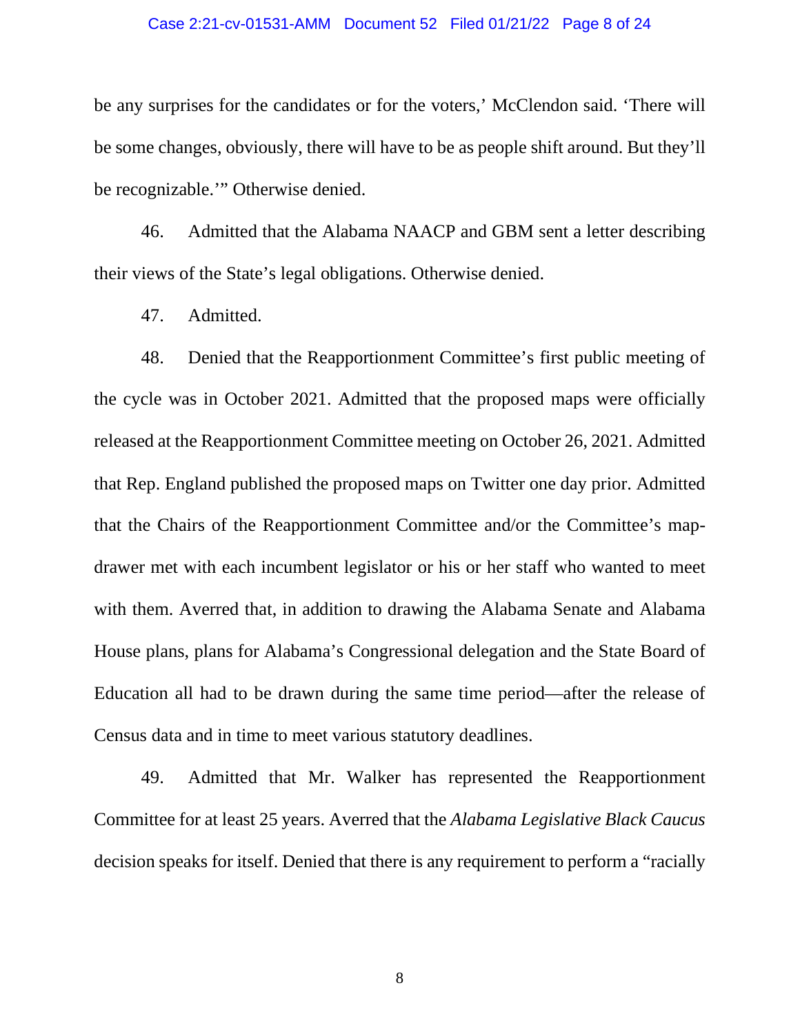be any surprises for the candidates or for the voters,' McClendon said. 'There will be some changes, obviously, there will have to be as people shift around. But they'll be recognizable.'" Otherwise denied.

46. Admitted that the Alabama NAACP and GBM sent a letter describing their views of the State's legal obligations. Otherwise denied.

47. Admitted.

48. Denied that the Reapportionment Committee's first public meeting of the cycle was in October 2021. Admitted that the proposed maps were officially released at the Reapportionment Committee meeting on October 26, 2021. Admitted that Rep. England published the proposed maps on Twitter one day prior. Admitted that the Chairs of the Reapportionment Committee and/or the Committee's map-drawer met with each incumbent legislator or his or her staff who wanted to meet with them. Averred that, in addition to drawing the Alabama Senate and Alabama House plans, plans for Alabama's Congressional delegation and the State Board of Education all had to be drawn during the same time period—after the release of Census data and in time to meet various statutory deadlines.

49. Admitted that Mr. Walker has represented the Reapportionment Committee for at least 25 years. Averred that the *Alabama Legislative Black Caucus* decision speaks for itself. Denied that there is any requirement to perform a "racially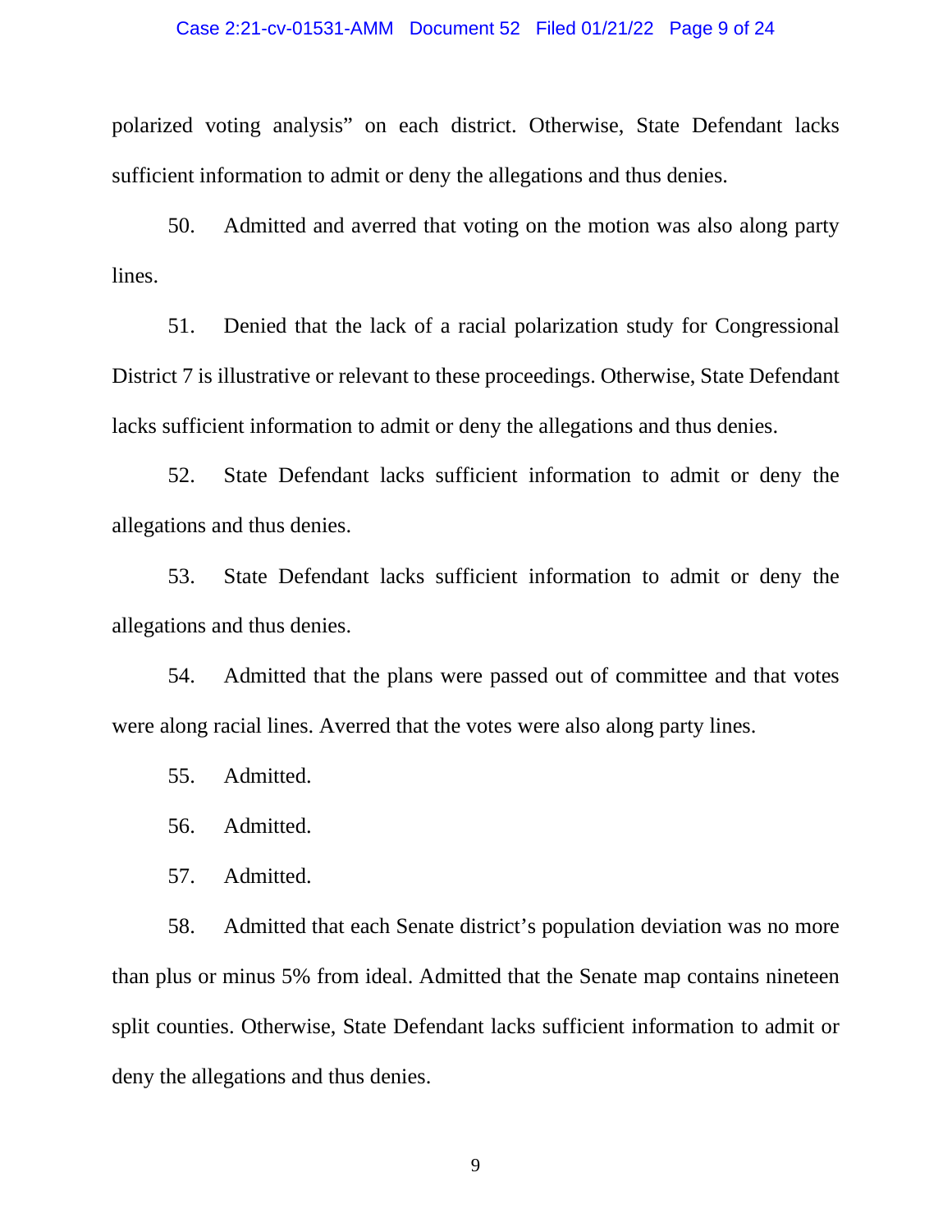polarized voting analysis" on each district. Otherwise, State Defendant lacks sufficient information to admit or deny the allegations and thus denies.

50. Admitted and averred that voting on the motion was also along party lines.

51. Denied that the lack of a racial polarization study for Congressional District 7 is illustrative or relevant to these proceedings. Otherwise, State Defendant lacks sufficient information to admit or deny the allegations and thus denies.

52. State Defendant lacks sufficient information to admit or deny the allegations and thus denies.

53. State Defendant lacks sufficient information to admit or deny the allegations and thus denies.

54. Admitted that the plans were passed out of committee and that votes were along racial lines. Averred that the votes were also along party lines.

55. Admitted.

56. Admitted.

57. Admitted.

58. Admitted that each Senate district's population deviation was no more than plus or minus 5% from ideal. Admitted that the Senate map contains nineteen split counties. Otherwise, State Defendant lacks sufficient information to admit or deny the allegations and thus denies.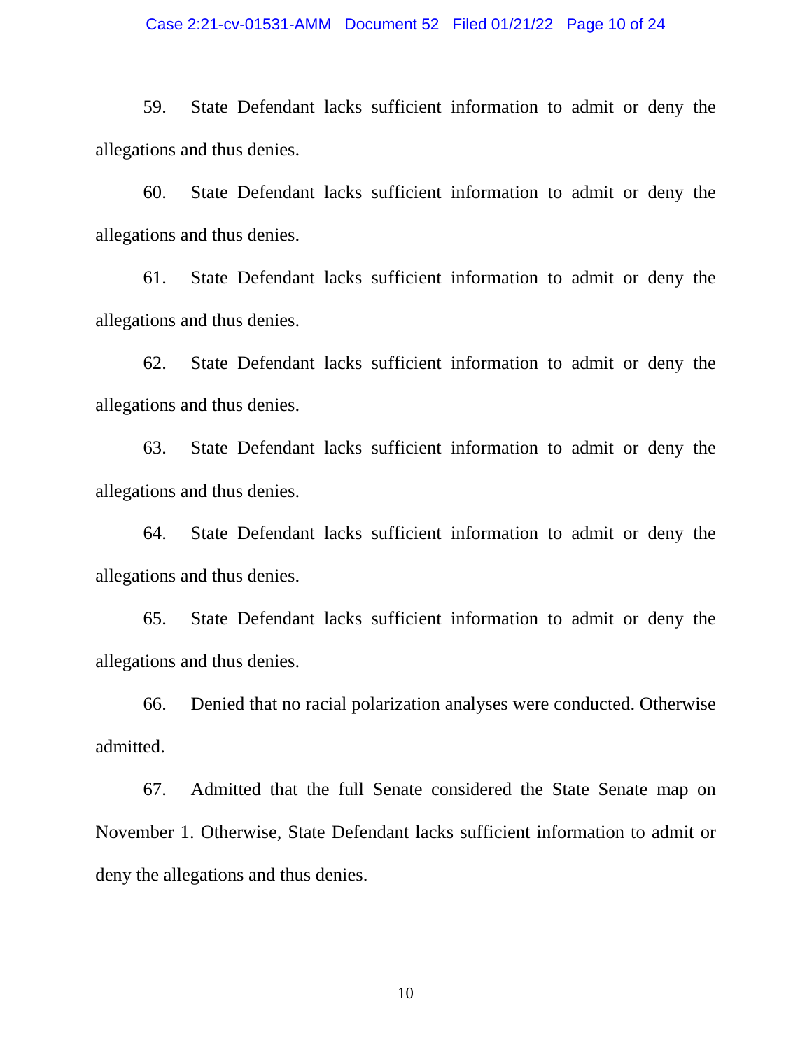59. State Defendant lacks sufficient information to admit or deny the allegations and thus denies.

60. State Defendant lacks sufficient information to admit or deny the allegations and thus denies.

61. State Defendant lacks sufficient information to admit or deny the allegations and thus denies.

62. State Defendant lacks sufficient information to admit or deny the allegations and thus denies.

63. State Defendant lacks sufficient information to admit or deny the allegations and thus denies.

64. State Defendant lacks sufficient information to admit or deny the allegations and thus denies.

65. State Defendant lacks sufficient information to admit or deny the allegations and thus denies.

66. Denied that no racial polarization analyses were conducted. Otherwise admitted.

67. Admitted that the full Senate considered the State Senate map on November 1. Otherwise, State Defendant lacks sufficient information to admit or deny the allegations and thus denies.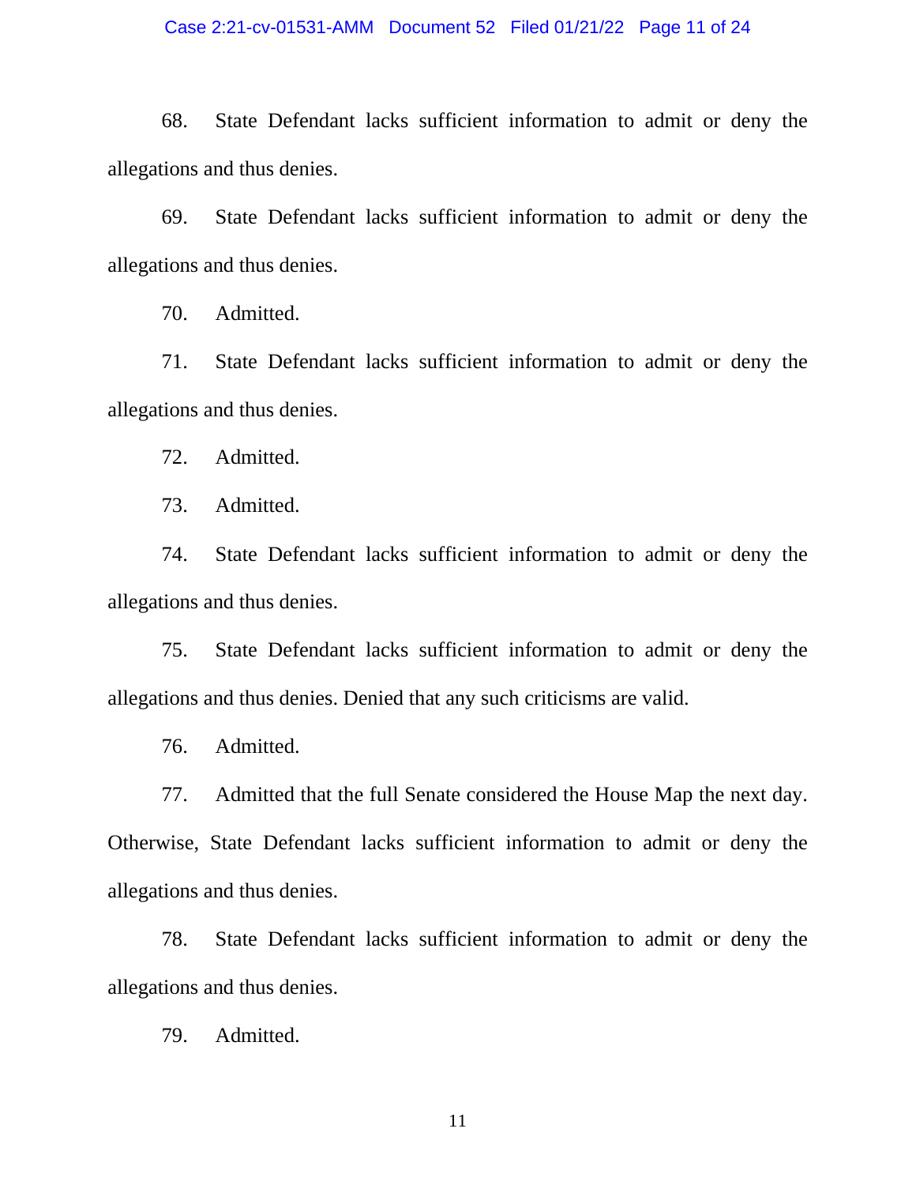68. State Defendant lacks sufficient information to admit or deny the allegations and thus denies.

69. State Defendant lacks sufficient information to admit or deny the allegations and thus denies.

70. Admitted.

71. State Defendant lacks sufficient information to admit or deny the allegations and thus denies.

72. Admitted.

73. Admitted.

74. State Defendant lacks sufficient information to admit or deny the allegations and thus denies.

75. State Defendant lacks sufficient information to admit or deny the allegations and thus denies. Denied that any such criticisms are valid.

76. Admitted.

77. Admitted that the full Senate considered the House Map the next day. Otherwise, State Defendant lacks sufficient information to admit or deny the allegations and thus denies.

78. State Defendant lacks sufficient information to admit or deny the allegations and thus denies.

79. Admitted.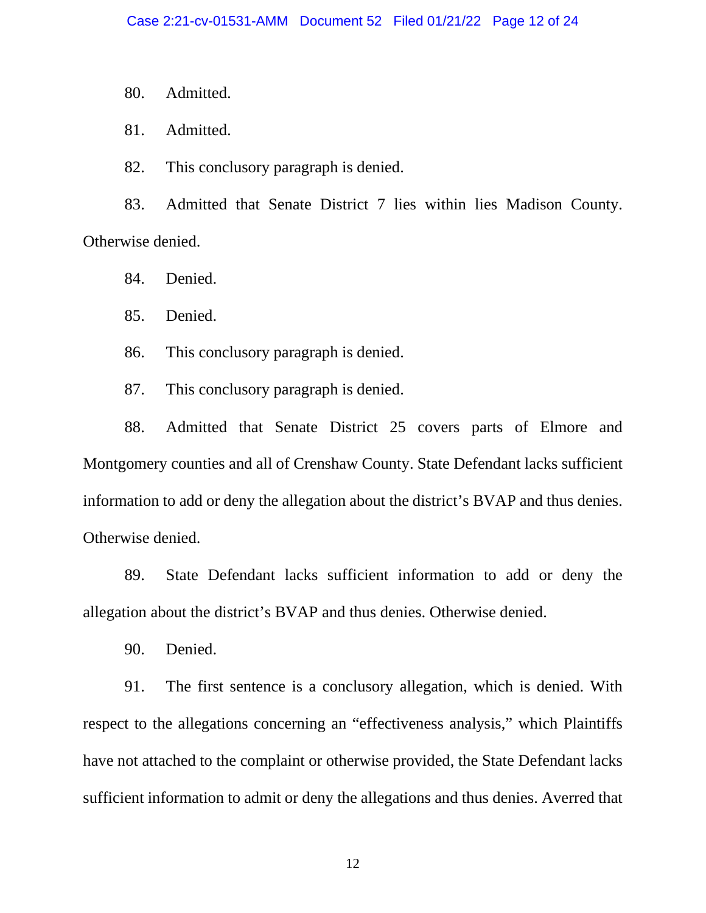80. Admitted.

81. Admitted.

82. This conclusory paragraph is denied.

83. Admitted that Senate District 7 lies within lies Madison County. Otherwise denied.

84. Denied.

85. Denied.

86. This conclusory paragraph is denied.

87. This conclusory paragraph is denied.

88. Admitted that Senate District 25 covers parts of Elmore and Montgomery counties and all of Crenshaw County. State Defendant lacks sufficient information to add or deny the allegation about the district's BVAP and thus denies. Otherwise denied.

89. State Defendant lacks sufficient information to add or deny the allegation about the district's BVAP and thus denies. Otherwise denied.

90. Denied.

91. The first sentence is a conclusory allegation, which is denied. With respect to the allegations concerning an "effectiveness analysis," which Plaintiffs have not attached to the complaint or otherwise provided, the State Defendant lacks sufficient information to admit or deny the allegations and thus denies. Averred that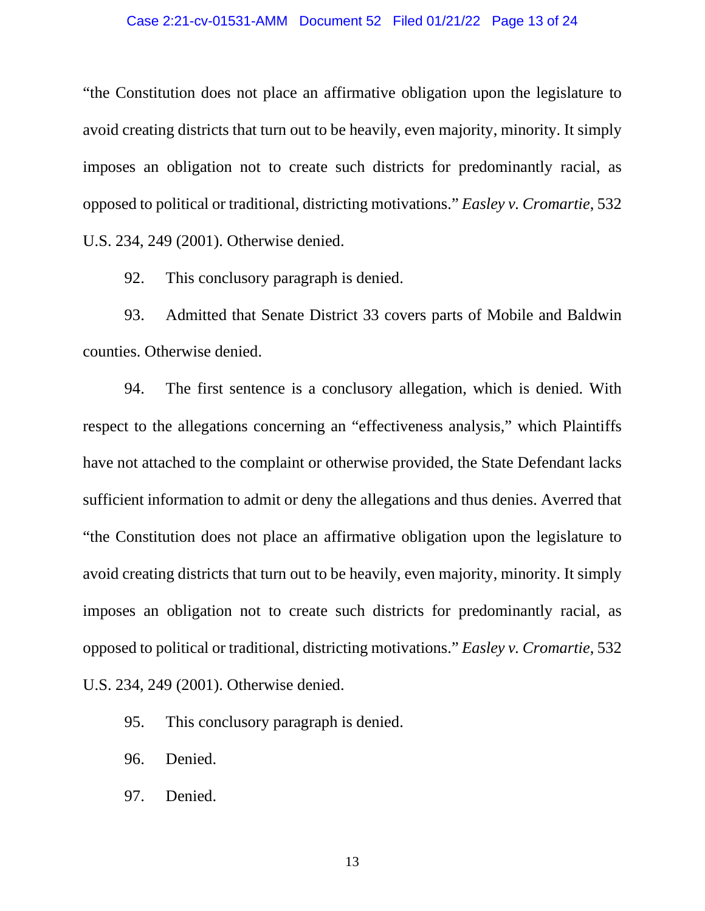"the Constitution does not place an affirmative obligation upon the legislature to avoid creating districts that turn out to be heavily, even majority, minority. It simply imposes an obligation not to create such districts for predominantly racial, as opposed to political or traditional, districting motivations." *Easley v. Cromartie*, 532 U.S. 234, 249 (2001). Otherwise denied.

92. This conclusory paragraph is denied.

93. Admitted that Senate District 33 covers parts of Mobile and Baldwin counties. Otherwise denied.

94. The first sentence is a conclusory allegation, which is denied. With respect to the allegations concerning an "effectiveness analysis," which Plaintiffs have not attached to the complaint or otherwise provided, the State Defendant lacks sufficient information to admit or deny the allegations and thus denies. Averred that "the Constitution does not place an affirmative obligation upon the legislature to avoid creating districts that turn out to be heavily, even majority, minority. It simply imposes an obligation not to create such districts for predominantly racial, as opposed to political or traditional, districting motivations." *Easley v. Cromartie*, 532 U.S. 234, 249 (2001). Otherwise denied.

95. This conclusory paragraph is denied.

96. Denied.

97. Denied.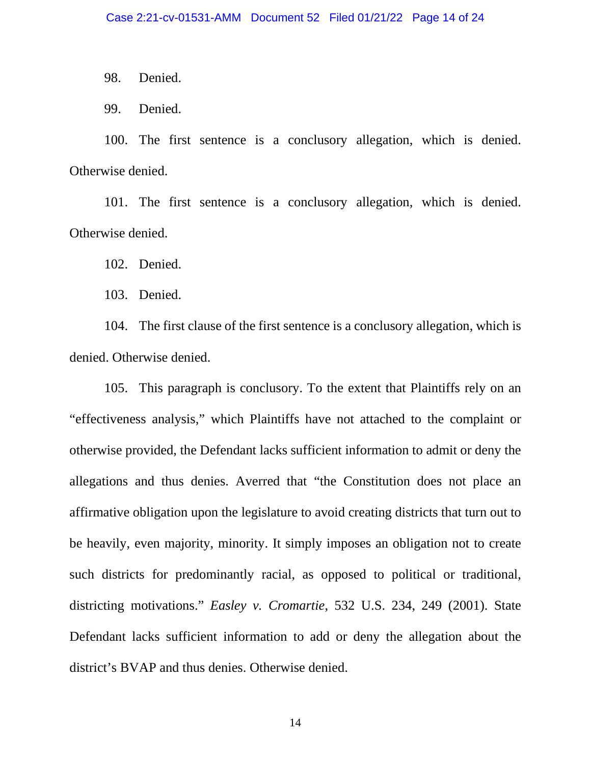98. Denied.

99. Denied.

100. The first sentence is a conclusory allegation, which is denied. Otherwise denied.

101. The first sentence is a conclusory allegation, which is denied. Otherwise denied.

102. Denied.

103. Denied.

104. The first clause of the first sentence is a conclusory allegation, which is denied. Otherwise denied.

105. This paragraph is conclusory. To the extent that Plaintiffs rely on an "effectiveness analysis," which Plaintiffs have not attached to the complaint or otherwise provided, the Defendant lacks sufficient information to admit or deny the allegations and thus denies. Averred that "the Constitution does not place an affirmative obligation upon the legislature to avoid creating districts that turn out to be heavily, even majority, minority. It simply imposes an obligation not to create such districts for predominantly racial, as opposed to political or traditional, districting motivations." *Easley v. Cromartie*, 532 U.S. 234, 249 (2001). State Defendant lacks sufficient information to add or deny the allegation about the district's BVAP and thus denies. Otherwise denied.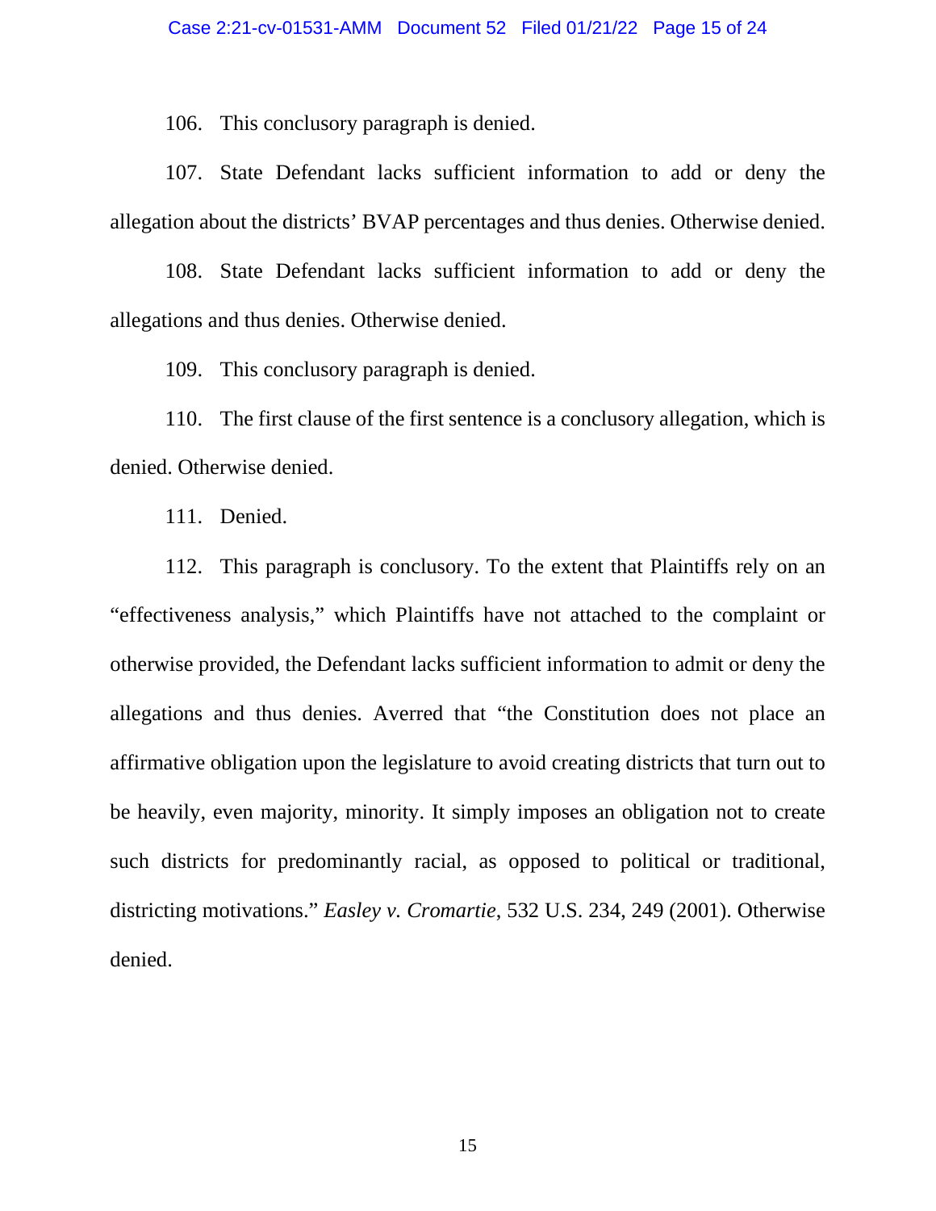106. This conclusory paragraph is denied.

107. State Defendant lacks sufficient information to add or deny the allegation about the districts' BVAP percentages and thus denies. Otherwise denied.

108. State Defendant lacks sufficient information to add or deny the allegations and thus denies. Otherwise denied.

109. This conclusory paragraph is denied.

110. The first clause of the first sentence is a conclusory allegation, which is denied. Otherwise denied.

111. Denied.

112. This paragraph is conclusory. To the extent that Plaintiffs rely on an "effectiveness analysis," which Plaintiffs have not attached to the complaint or otherwise provided, the Defendant lacks sufficient information to admit or deny the allegations and thus denies. Averred that "the Constitution does not place an affirmative obligation upon the legislature to avoid creating districts that turn out to be heavily, even majority, minority. It simply imposes an obligation not to create such districts for predominantly racial, as opposed to political or traditional, districting motivations." *Easley v. Cromartie*, 532 U.S. 234, 249 (2001). Otherwise denied.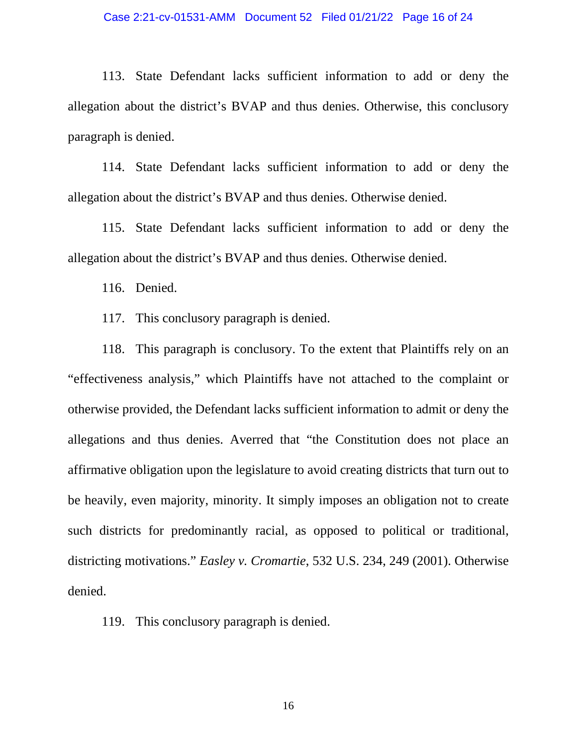113. State Defendant lacks sufficient information to add or deny the allegation about the district's BVAP and thus denies. Otherwise, this conclusory paragraph is denied.

114. State Defendant lacks sufficient information to add or deny the allegation about the district's BVAP and thus denies. Otherwise denied.

115. State Defendant lacks sufficient information to add or deny the allegation about the district's BVAP and thus denies. Otherwise denied.

116. Denied.

117. This conclusory paragraph is denied.

118. This paragraph is conclusory. To the extent that Plaintiffs rely on an "effectiveness analysis," which Plaintiffs have not attached to the complaint or otherwise provided, the Defendant lacks sufficient information to admit or deny the allegations and thus denies. Averred that "the Constitution does not place an affirmative obligation upon the legislature to avoid creating districts that turn out to be heavily, even majority, minority. It simply imposes an obligation not to create such districts for predominantly racial, as opposed to political or traditional, districting motivations." *Easley v. Cromartie*, 532 U.S. 234, 249 (2001). Otherwise denied.

119. This conclusory paragraph is denied.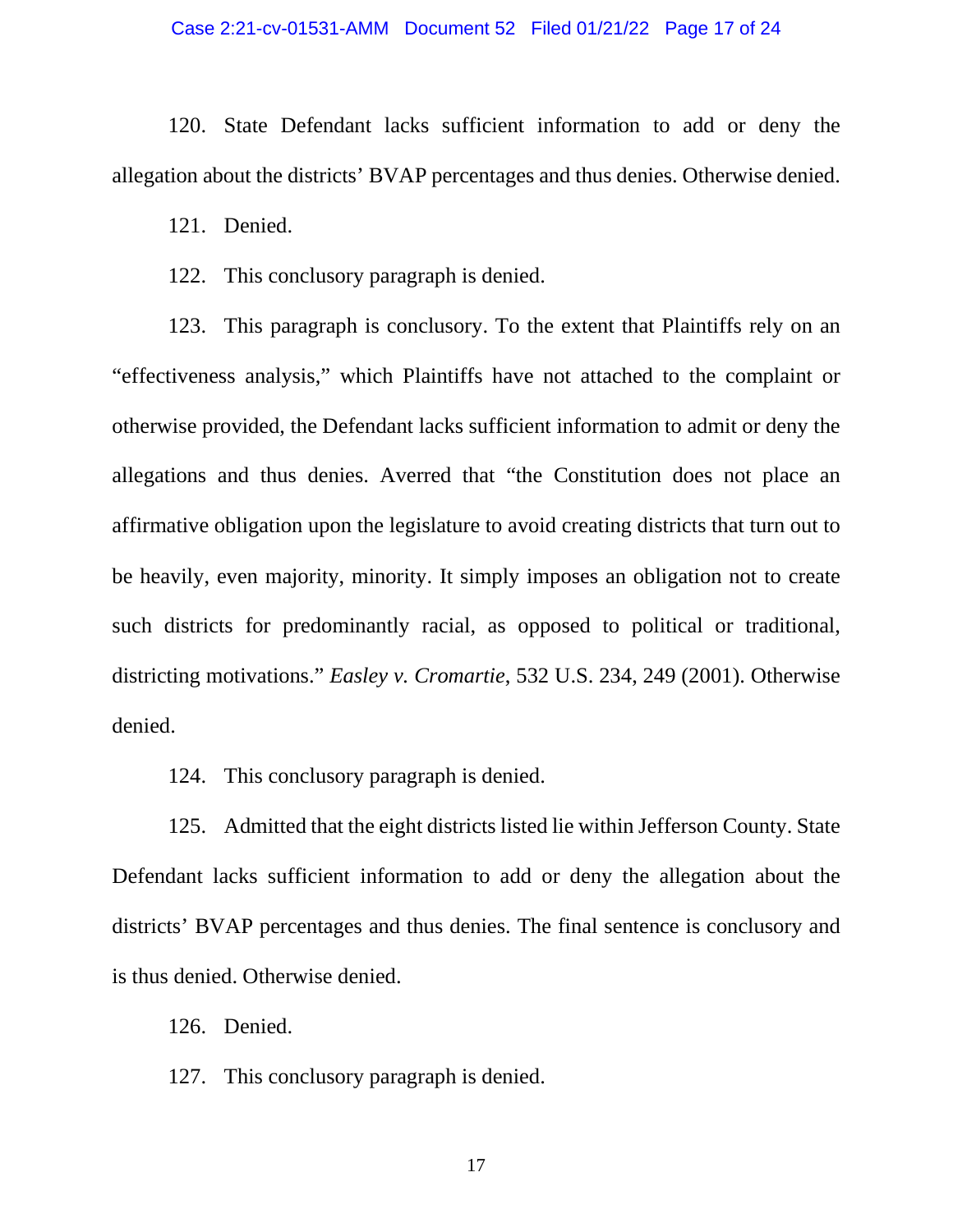120. State Defendant lacks sufficient information to add or deny the allegation about the districts' BVAP percentages and thus denies. Otherwise denied.

121. Denied.

122. This conclusory paragraph is denied.

123. This paragraph is conclusory. To the extent that Plaintiffs rely on an "effectiveness analysis," which Plaintiffs have not attached to the complaint or otherwise provided, the Defendant lacks sufficient information to admit or deny the allegations and thus denies. Averred that "the Constitution does not place an affirmative obligation upon the legislature to avoid creating districts that turn out to be heavily, even majority, minority. It simply imposes an obligation not to create such districts for predominantly racial, as opposed to political or traditional, districting motivations." *Easley v. Cromartie*, 532 U.S. 234, 249 (2001). Otherwise denied.

124. This conclusory paragraph is denied.

125. Admitted that the eight districts listed lie within Jefferson County. State Defendant lacks sufficient information to add or deny the allegation about the districts' BVAP percentages and thus denies. The final sentence is conclusory and is thus denied. Otherwise denied.

126. Denied.

127. This conclusory paragraph is denied.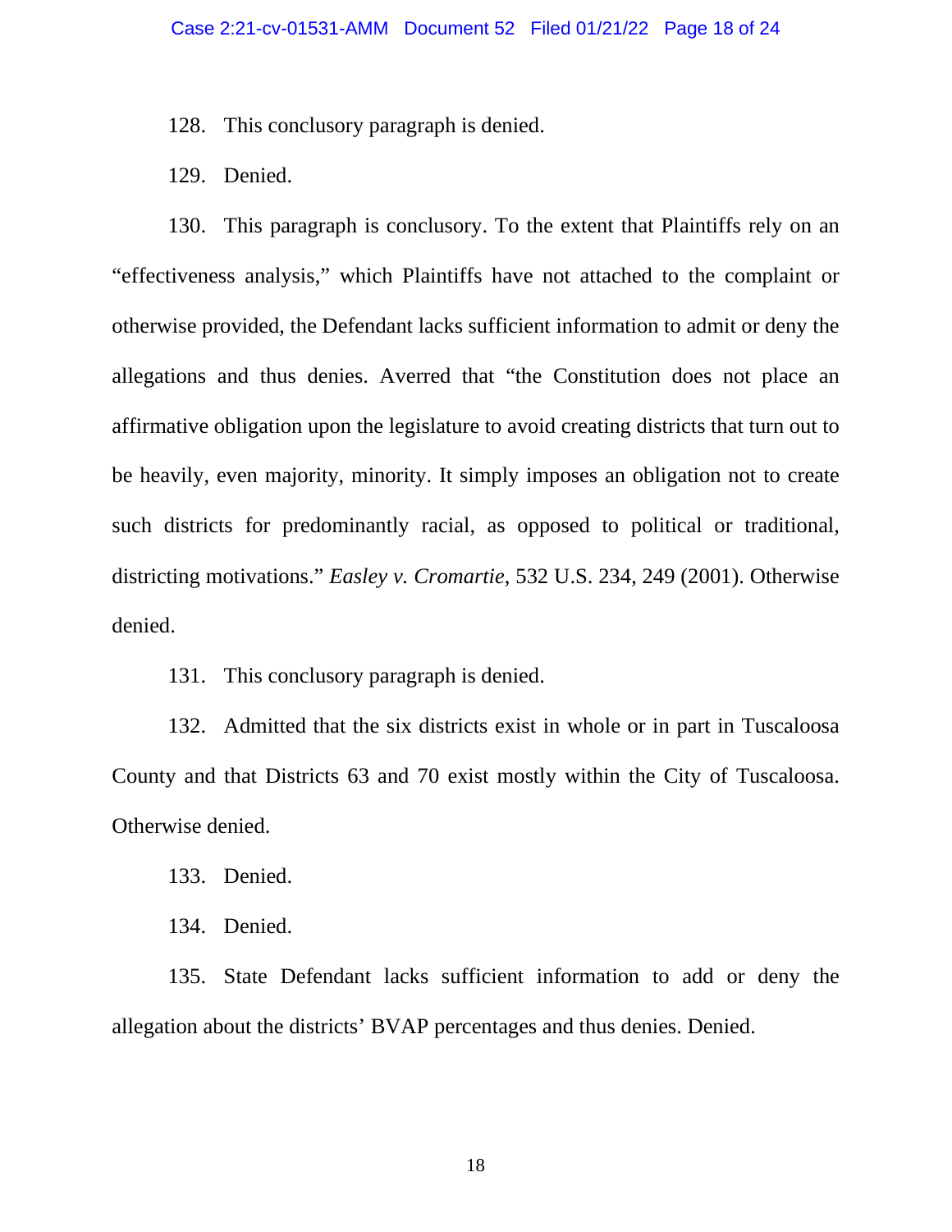128. This conclusory paragraph is denied.

129. Denied.

130. This paragraph is conclusory. To the extent that Plaintiffs rely on an "effectiveness analysis," which Plaintiffs have not attached to the complaint or otherwise provided, the Defendant lacks sufficient information to admit or deny the allegations and thus denies. Averred that "the Constitution does not place an affirmative obligation upon the legislature to avoid creating districts that turn out to be heavily, even majority, minority. It simply imposes an obligation not to create such districts for predominantly racial, as opposed to political or traditional, districting motivations." *Easley v. Cromartie*, 532 U.S. 234, 249 (2001). Otherwise denied.

131. This conclusory paragraph is denied.

132. Admitted that the six districts exist in whole or in part in Tuscaloosa County and that Districts 63 and 70 exist mostly within the City of Tuscaloosa. Otherwise denied.

133. Denied.

134. Denied.

135. State Defendant lacks sufficient information to add or deny the allegation about the districts' BVAP percentages and thus denies. Denied.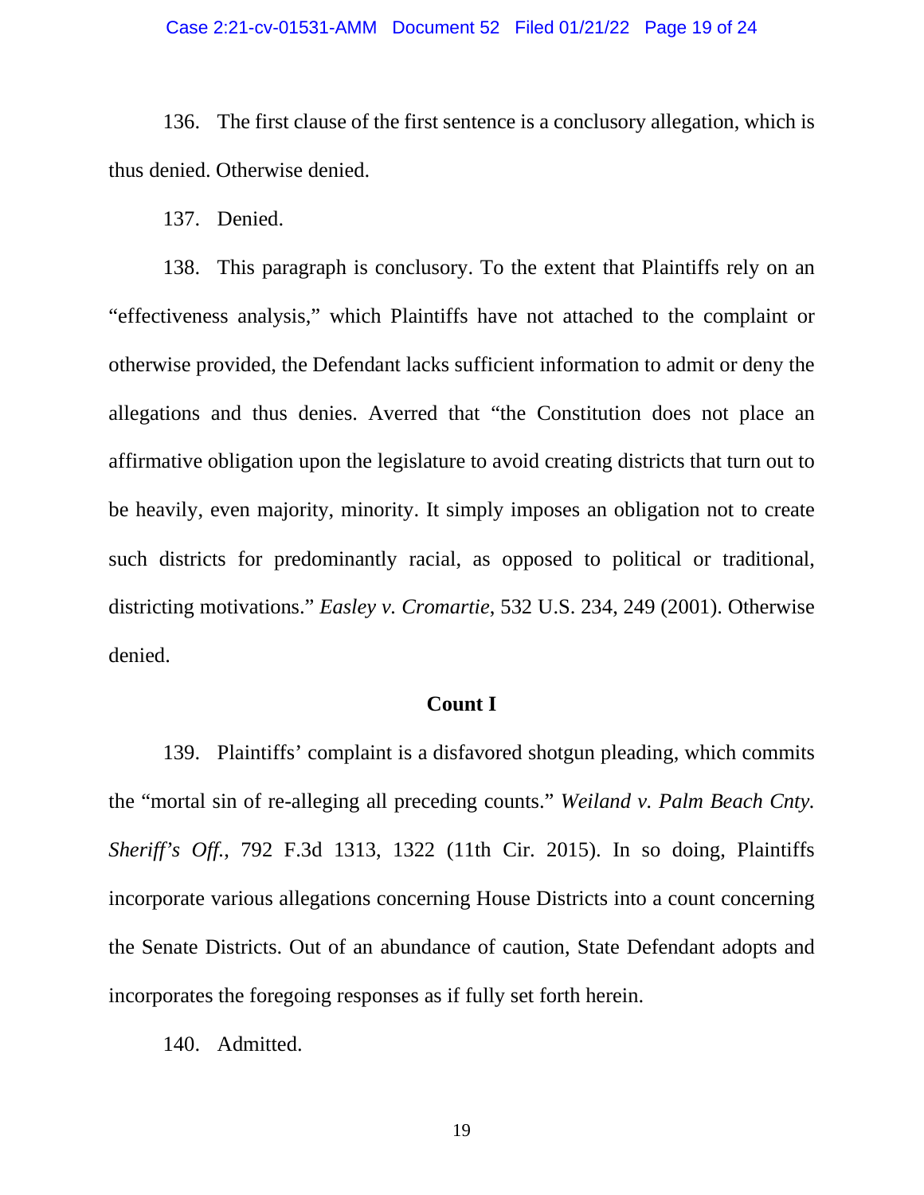136. The first clause of the first sentence is a conclusory allegation, which is thus denied. Otherwise denied.

137. Denied.

138. This paragraph is conclusory. To the extent that Plaintiffs rely on an "effectiveness analysis," which Plaintiffs have not attached to the complaint or otherwise provided, the Defendant lacks sufficient information to admit or deny the allegations and thus denies. Averred that "the Constitution does not place an affirmative obligation upon the legislature to avoid creating districts that turn out to be heavily, even majority, minority. It simply imposes an obligation not to create such districts for predominantly racial, as opposed to political or traditional, districting motivations." *Easley v. Cromartie*, 532 U.S. 234, 249 (2001). Otherwise denied.

**Count I**

139. Plaintiffs' complaint is a disfavored shotgun pleading, which commits the "mortal sin of re-alleging all preceding counts." *Weiland v. Palm Beach Cnty. Sheriff's Off.*, 792 F.3d 1313, 1322 (11th Cir. 2015). In so doing, Plaintiffs incorporate various allegations concerning House Districts into a count concerning the Senate Districts. Out of an abundance of caution, State Defendant adopts and incorporates the foregoing responses as if fully set forth herein.

140. Admitted.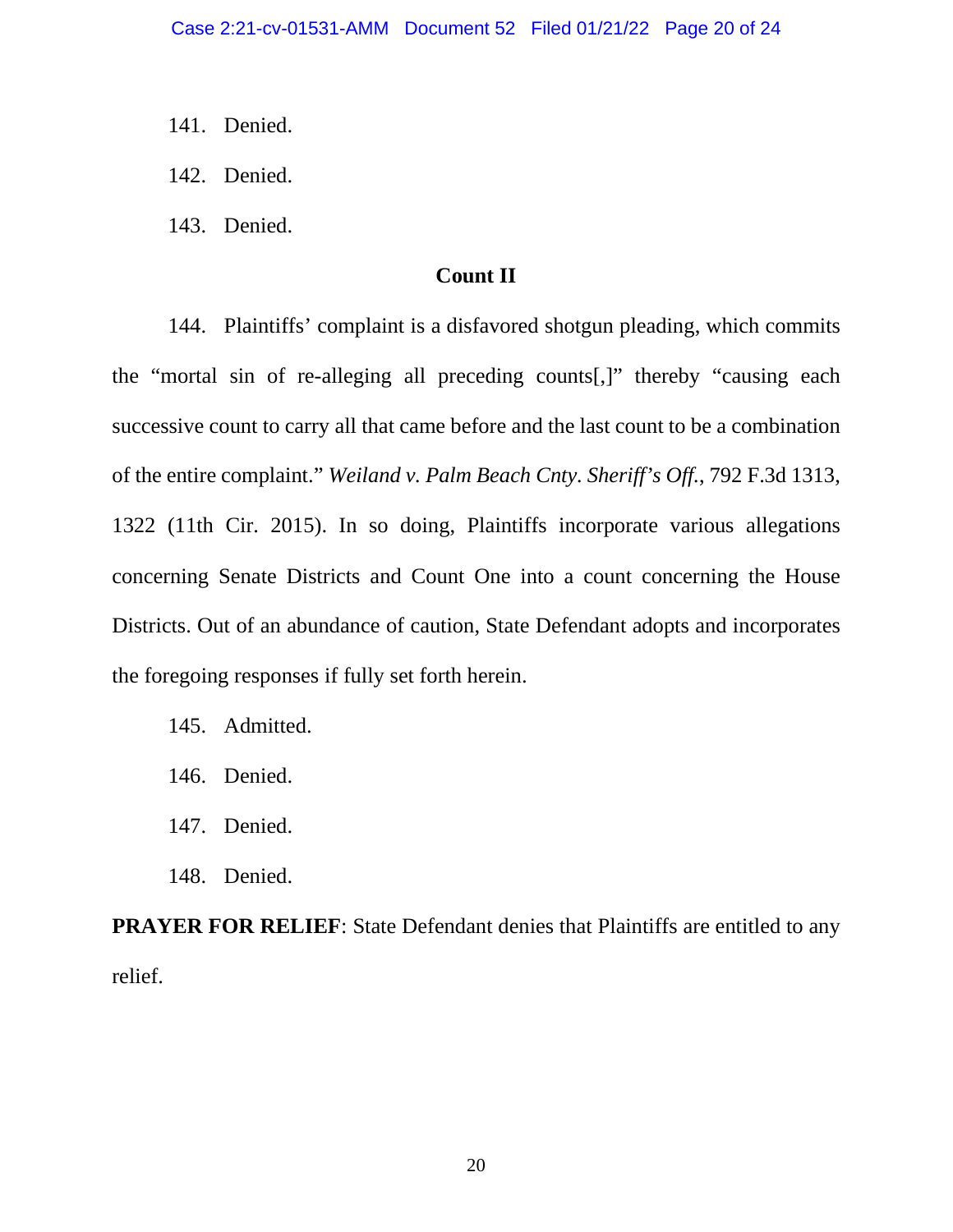141. Denied.

142. Denied.

143. Denied.

## Count II

144. Plaintiffs' complaint is a disfavored shotgun pleading, which commits the "mortal sin of re-alleging all preceding counts[,]" thereby "causing each successive count to carry all that came before and the last count to be a combination of the entire complaint." *Weiland v. Palm Beach Cnty. Sheriff's Off.*, 792 F.3d 1313, 1322 (11th Cir. 2015). In so doing, Plaintiffs incorporate various allegations concerning Senate Districts and Count One into a count concerning the House Districts. Out of an abundance of caution, State Defendant adopts and incorporates the foregoing responses if fully set forth herein.

145. Admitted.

146. Denied.

147. Denied.

148. Denied.

**PRAYER FOR RELIEF**: State Defendant denies that Plaintiffs are entitled to any relief.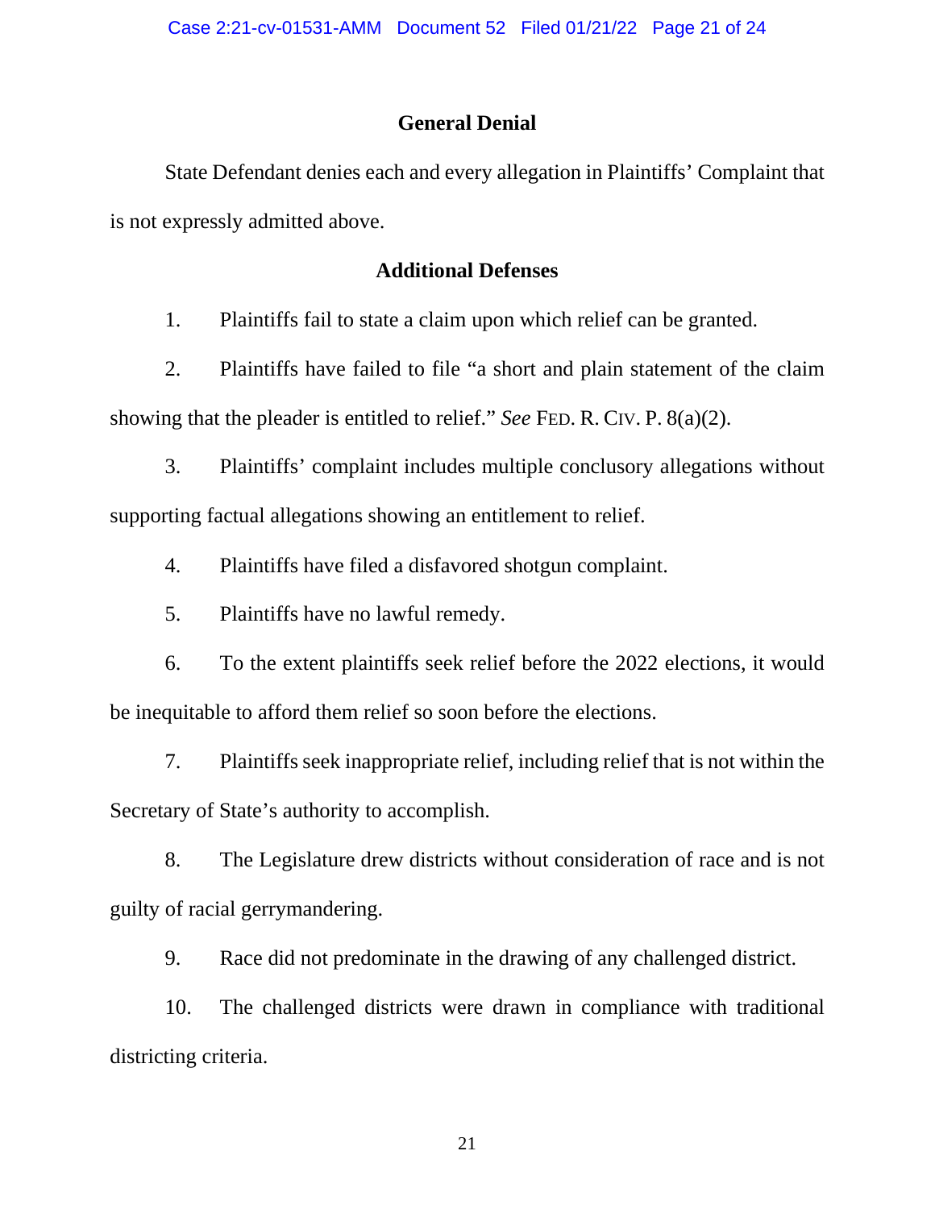## General Denial

State Defendant denies each and every allegation in Plaintiffs' Complaint that is not expressly admitted above.

## Additional Defenses

1. Plaintiffs fail to state a claim upon which relief can be granted.

2. Plaintiffs have failed to file "a short and plain statement of the claim showing that the pleader is entitled to relief." *See* FED. R. CIV. P. 8(a)(2).

3. Plaintiffs' complaint includes multiple conclusory allegations without supporting factual allegations showing an entitlement to relief.

4. Plaintiffs have filed a disfavored shotgun complaint.

5. Plaintiffs have no lawful remedy.

6. To the extent plaintiffs seek relief before the 2022 elections, it would be inequitable to afford them relief so soon before the elections.

7. Plaintiffs seek inappropriate relief, including relief that is not within the Secretary of State's authority to accomplish.

8. The Legislature drew districts without consideration of race and is not guilty of racial gerrymandering.

9. Race did not predominate in the drawing of any challenged district.

10. The challenged districts were drawn in compliance with traditional districting criteria.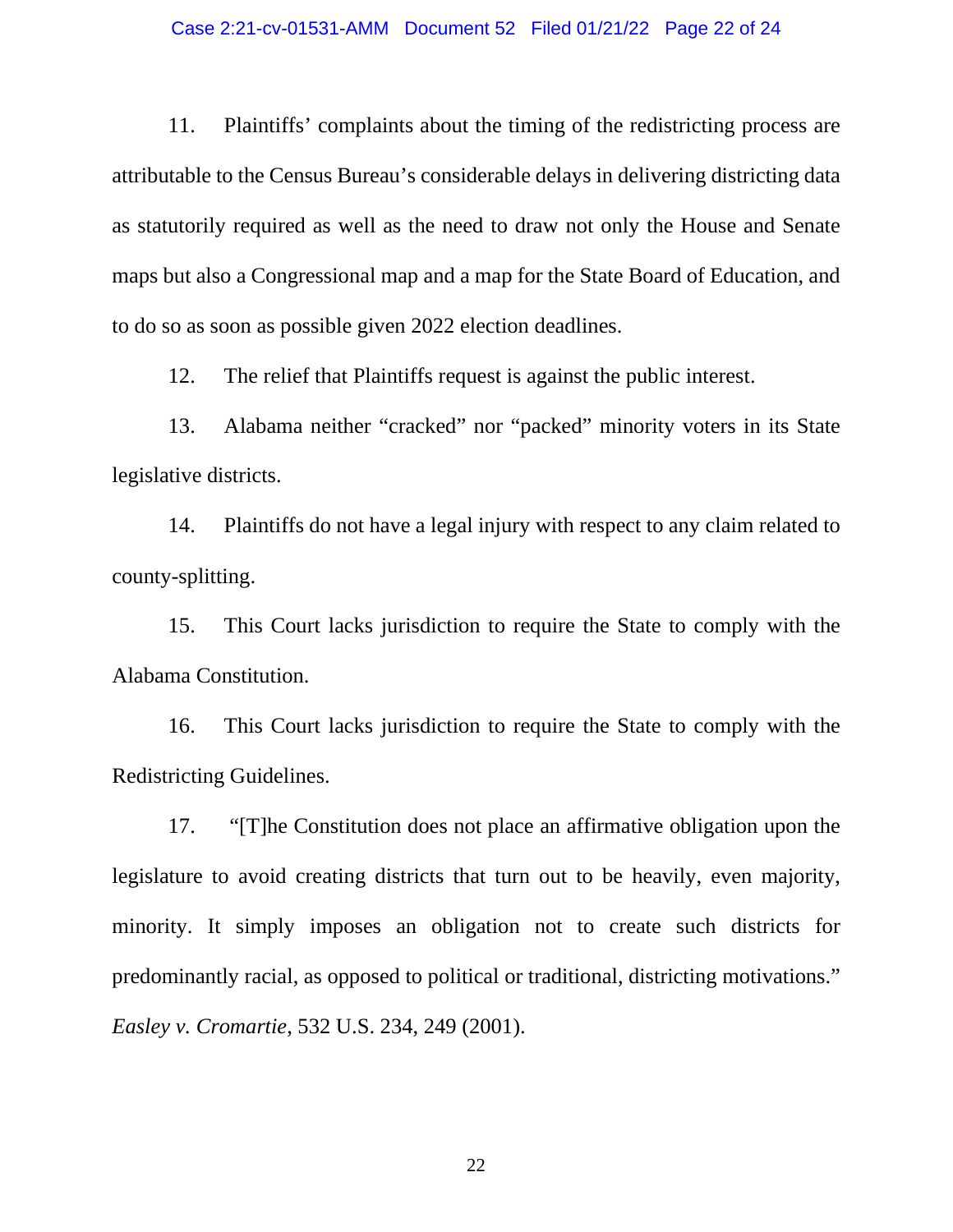11. Plaintiffs' complaints about the timing of the redistricting process are attributable to the Census Bureau's considerable delays in delivering districting data as statutorily required as well as the need to draw not only the House and Senate maps but also a Congressional map and a map for the State Board of Education, and to do so as soon as possible given 2022 election deadlines.

12. The relief that Plaintiffs request is against the public interest.

13. Alabama neither "cracked" nor "packed" minority voters in its State legislative districts.

14. Plaintiffs do not have a legal injury with respect to any claim related to county-splitting.

15. This Court lacks jurisdiction to require the State to comply with the Alabama Constitution.

16. This Court lacks jurisdiction to require the State to comply with the Redistricting Guidelines.

17. "[T]he Constitution does not place an affirmative obligation upon the legislature to avoid creating districts that turn out to be heavily, even majority, minority. It simply imposes an obligation not to create such districts for predominantly racial, as opposed to political or traditional, districting motivations." *Easley v. Cromartie*, 532 U.S. 234, 249 (2001).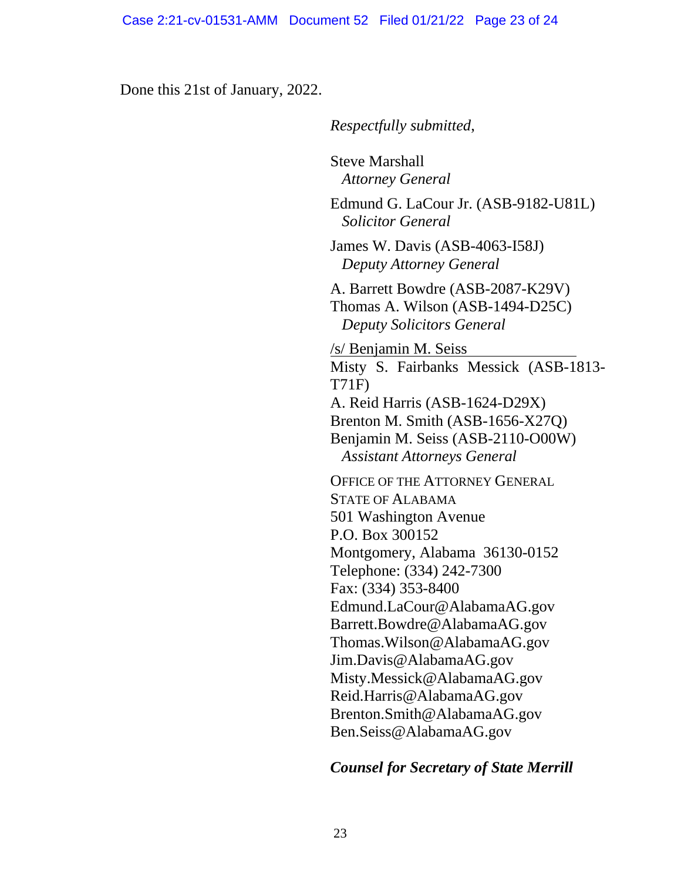Done this 21st of January, 2022.

*Respectfully submitted,*

Steve Marshall
*Attorney General*

Edmund G. LaCour Jr. (ASB-9182-U81L)
*Solicitor General*

James W. Davis (ASB-4063-I58J)
*Deputy Attorney General*

A. Barrett Bowdre (ASB-2087-K29V)
Thomas A. Wilson (ASB-1494-D25C)
*Deputy Solicitors General*

/s/ Benjamin M. Seiss
Misty S. Fairbanks Messick (ASB-1813-T71F)
A. Reid Harris (ASB-1624-D29X)
Brenton M. Smith (ASB-1656-X27Q)
Benjamin M. Seiss (ASB-2110-O00W)
*Assistant Attorneys General*

OFFICE OF THE ATTORNEY GENERAL
STATE OF ALABAMA
501 Washington Avenue
P.O. Box 300152
Montgomery, Alabama 36130-0152
Telephone: (334) 242-7300
Fax: (334) 353-8400
Edmund.LaCour@AlabamaAG.gov
Barrett.Bowdre@AlabamaAG.gov
Thomas.Wilson@AlabamaAG.gov
Jim.Davis@AlabamaAG.gov
Misty.Messick@AlabamaAG.gov
Reid.Harris@AlabamaAG.gov
Brenton.Smith@AlabamaAG.gov
Ben.Seiss@AlabamaAG.gov

***Counsel for Secretary of State Merrill***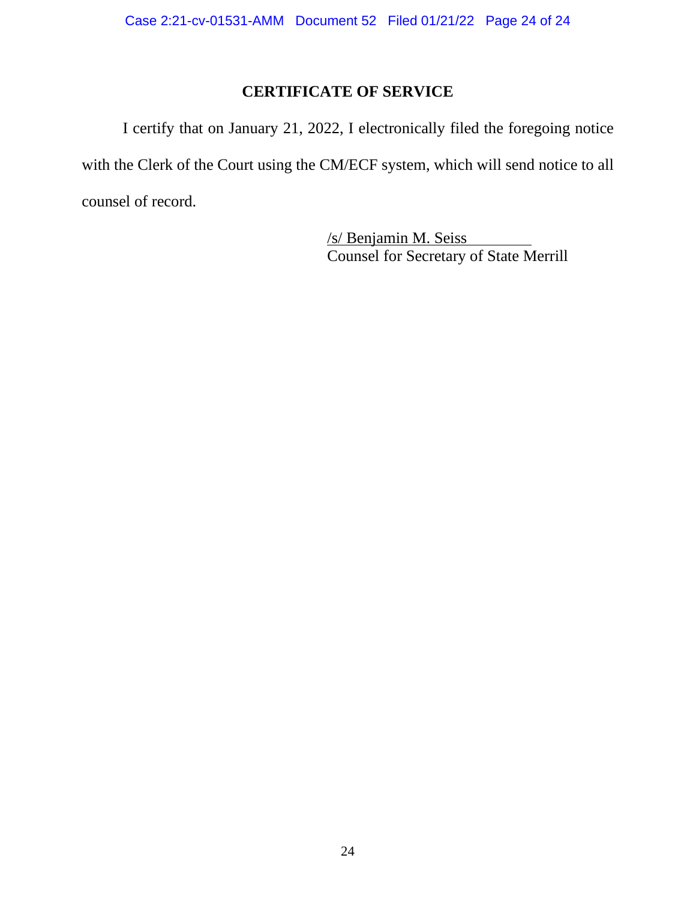## CERTIFICATE OF SERVICE

I certify that on January 21, 2022, I electronically filed the foregoing notice with the Clerk of the Court using the CM/ECF system, which will send notice to all counsel of record.

/s/ Benjamin M. Seiss
Counsel for Secretary of State Merrill